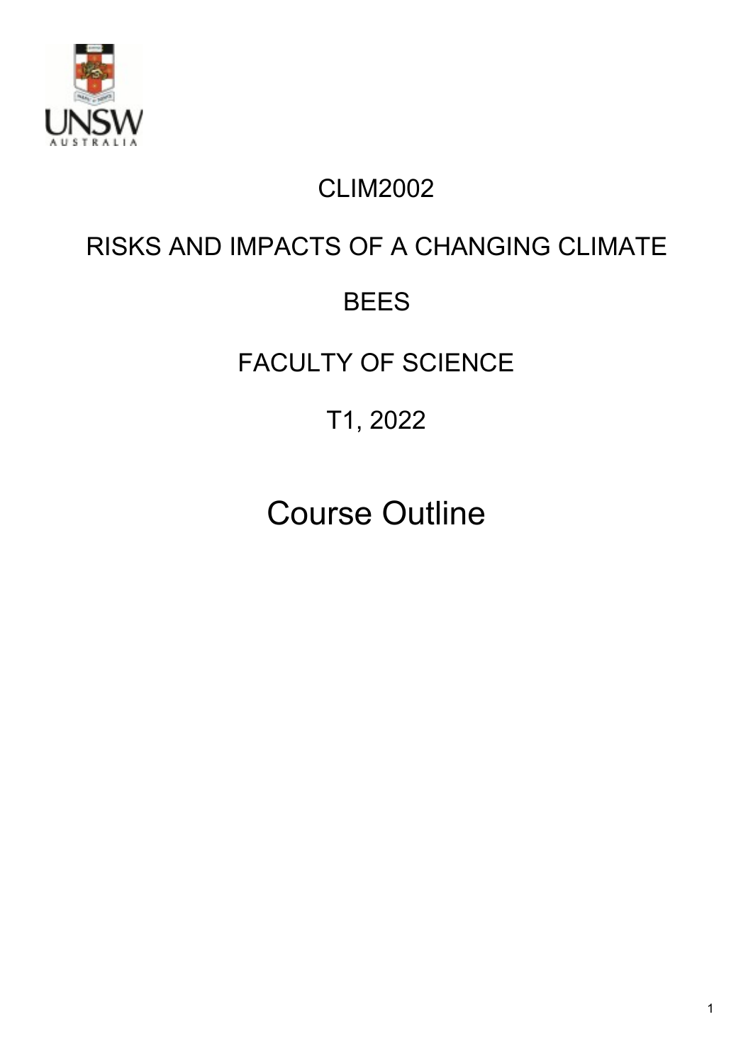CLIM2002

RISKS AND IMPACTS OF A CHANGING CLIMATE

BEES

FACULTY OF SCIENCE

T1, 2022

# Course Outline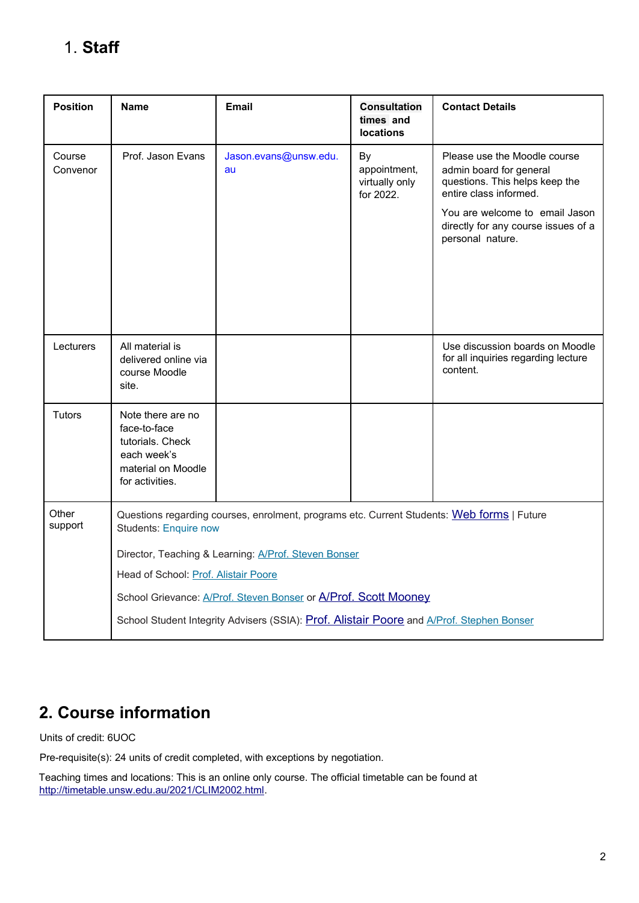## 1. Staff

| Position | Name | Email | Consultation times and locations | Contact Details |
|---|---|---|---|---|
| Course Convenor | Prof. Jason Evans | Jason.evans@unsw.edu.au | By appointment, virtually only for 2022. | Please use the Moodle course admin board for general questions. This helps keep the entire class informed.<br><br>You are welcome to email Jason directly for any course issues of a personal nature. |
| Lecturers | All material is delivered online via course Moodle site. | | | Use discussion boards on Moodle for all inquiries regarding lecture content. |
| Tutors | Note there are no face-to-face tutorials. Check each week's material on Moodle for activities. | | | |
| Other support | Questions regarding courses, enrolment, programs etc. Current Students: Web forms \| Future Students: Enquire now<br><br>Director, Teaching & Learning: A/Prof. Steven Bonser<br><br>Head of School: Prof. Alistair Poore<br><br>School Grievance: A/Prof. Steven Bonser or A/Prof. Scott Mooney<br><br>School Student Integrity Advisers (SSIA): Prof. Alistair Poore and A/Prof. Stephen Bonser | | | |

## 2. Course information

Units of credit: 6UOC

Pre-requisite(s): 24 units of credit completed, with exceptions by negotiation.

Teaching times and locations: This is an online only course. The official timetable can be found at http://timetable.unsw.edu.au/2021/CLIM2002.html.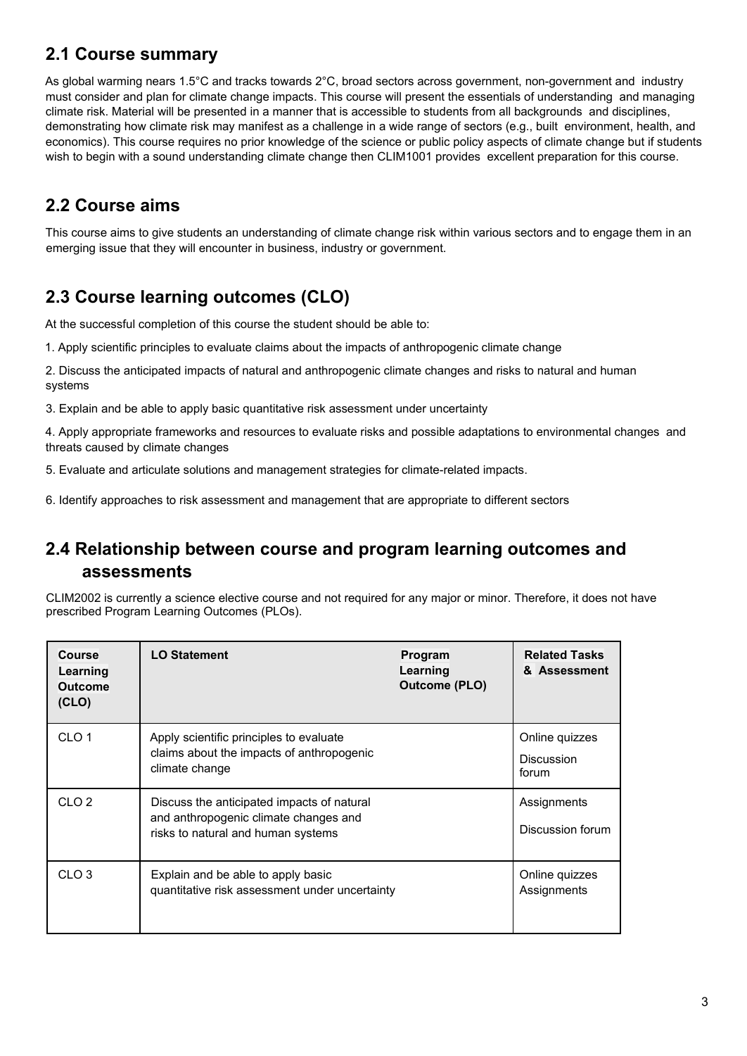## 2.1 Course summary

As global warming nears 1.5°C and tracks towards 2°C, broad sectors across government, non-government and industry must consider and plan for climate change impacts. This course will present the essentials of understanding and managing climate risk. Material will be presented in a manner that is accessible to students from all backgrounds and disciplines, demonstrating how climate risk may manifest as a challenge in a wide range of sectors (e.g., built environment, health, and economics). This course requires no prior knowledge of the science or public policy aspects of climate change but if students wish to begin with a sound understanding climate change then CLIM1001 provides excellent preparation for this course.

## 2.2 Course aims

This course aims to give students an understanding of climate change risk within various sectors and to engage them in an emerging issue that they will encounter in business, industry or government.

## 2.3 Course learning outcomes (CLO)

At the successful completion of this course the student should be able to:

1. Apply scientific principles to evaluate claims about the impacts of anthropogenic climate change

2. Discuss the anticipated impacts of natural and anthropogenic climate changes and risks to natural and human systems

3. Explain and be able to apply basic quantitative risk assessment under uncertainty

4. Apply appropriate frameworks and resources to evaluate risks and possible adaptations to environmental changes and threats caused by climate changes

5. Evaluate and articulate solutions and management strategies for climate-related impacts.

6. Identify approaches to risk assessment and management that are appropriate to different sectors

## 2.4 Relationship between course and program learning outcomes and assessments

CLIM2002 is currently a science elective course and not required for any major or minor. Therefore, it does not have prescribed Program Learning Outcomes (PLOs).

| Course Learning Outcome (CLO) | LO Statement | Program Learning Outcome (PLO) | Related Tasks & Assessment |
|---|---|---|---|
| CLO 1 | Apply scientific principles to evaluate claims about the impacts of anthropogenic climate change | | Online quizzes<br>Discussion forum |
| CLO 2 | Discuss the anticipated impacts of natural and anthropogenic climate changes and risks to natural and human systems | | Assignments<br>Discussion forum |
| CLO 3 | Explain and be able to apply basic quantitative risk assessment under uncertainty | | Online quizzes<br>Assignments |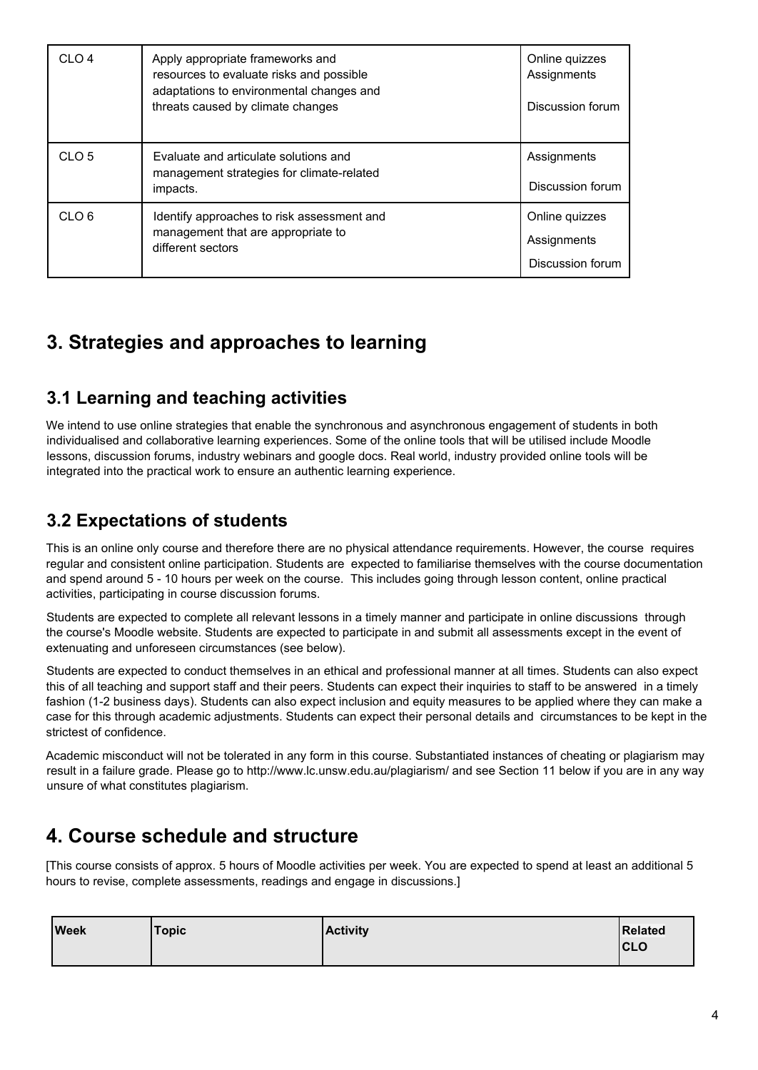| CLO 4 | Apply appropriate frameworks and resources to evaluate risks and possible adaptations to environmental changes and threats caused by climate changes | Online quizzes<br>Assignments<br>Discussion forum |
|---|---|---|
| CLO 5 | Evaluate and articulate solutions and management strategies for climate-related impacts. | Assignments<br>Discussion forum |
| CLO 6 | Identify approaches to risk assessment and management that are appropriate to different sectors | Online quizzes<br>Assignments<br>Discussion forum |

# 3. Strategies and approaches to learning

## 3.1 Learning and teaching activities

We intend to use online strategies that enable the synchronous and asynchronous engagement of students in both individualised and collaborative learning experiences. Some of the online tools that will be utilised include Moodle lessons, discussion forums, industry webinars and google docs. Real world, industry provided online tools will be integrated into the practical work to ensure an authentic learning experience.

## 3.2 Expectations of students

This is an online only course and therefore there are no physical attendance requirements. However, the course requires regular and consistent online participation. Students are expected to familiarise themselves with the course documentation and spend around 5 - 10 hours per week on the course. This includes going through lesson content, online practical activities, participating in course discussion forums.

Students are expected to complete all relevant lessons in a timely manner and participate in online discussions through the course's Moodle website. Students are expected to participate in and submit all assessments except in the event of extenuating and unforeseen circumstances (see below).

Students are expected to conduct themselves in an ethical and professional manner at all times. Students can also expect this of all teaching and support staff and their peers. Students can expect their inquiries to staff to be answered in a timely fashion (1-2 business days). Students can also expect inclusion and equity measures to be applied where they can make a case for this through academic adjustments. Students can expect their personal details and circumstances to be kept in the strictest of confidence.

Academic misconduct will not be tolerated in any form in this course. Substantiated instances of cheating or plagiarism may result in a failure grade. Please go to http://www.lc.unsw.edu.au/plagiarism/ and see Section 11 below if you are in any way unsure of what constitutes plagiarism.

# 4. Course schedule and structure

[This course consists of approx. 5 hours of Moodle activities per week. You are expected to spend at least an additional 5 hours to revise, complete assessments, readings and engage in discussions.]

| Week | Topic | Activity | Related CLO |
|---|---|---|---|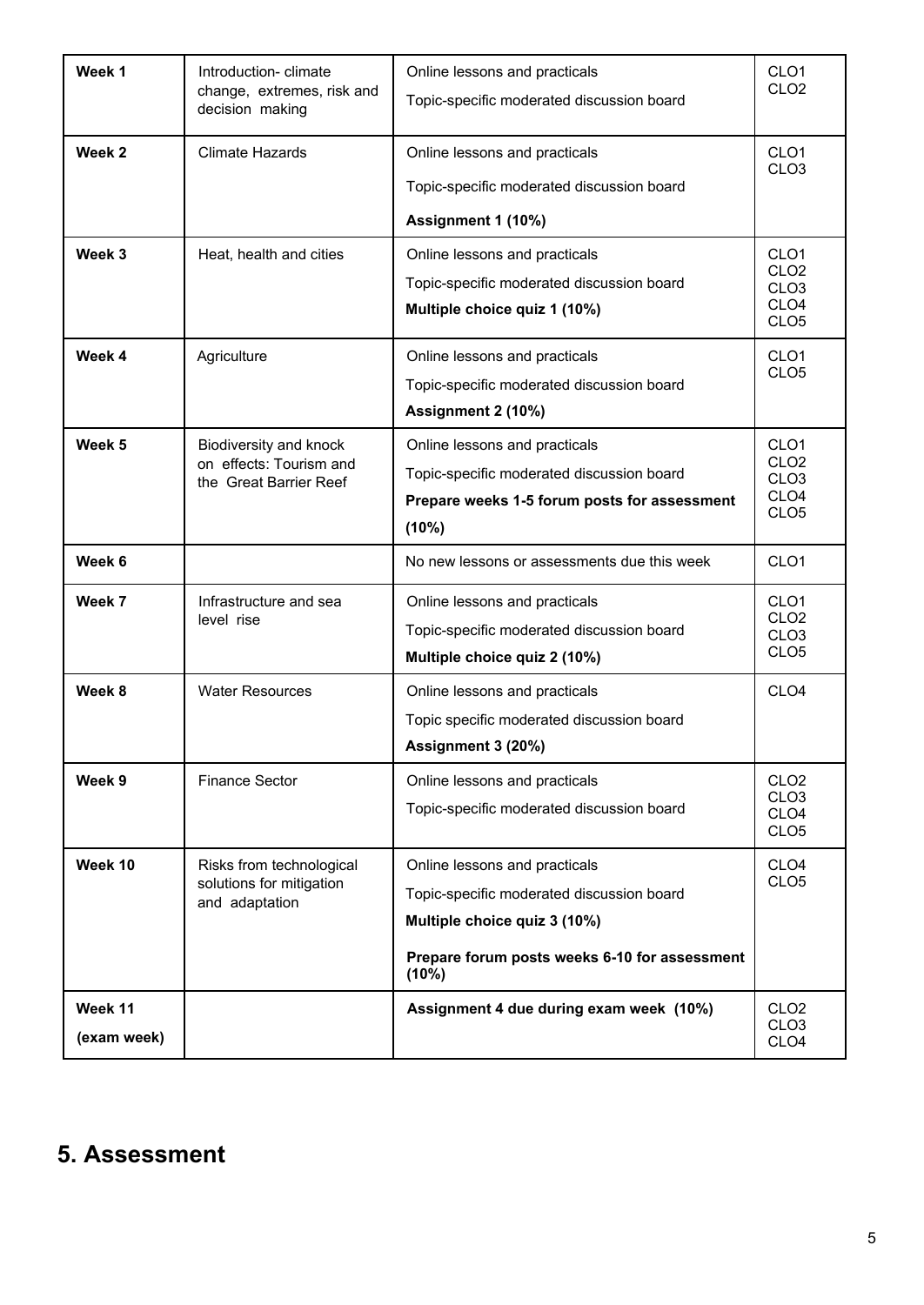| Week 1 | Introduction- climate change, extremes, risk and decision making | Online lessons and practicals<br>Topic-specific moderated discussion board | CLO1<br>CLO2 |
|---|---|---|---|
| **Week 2** | Climate Hazards | Online lessons and practicals<br>Topic-specific moderated discussion board<br>**Assignment 1 (10%)** | CLO1<br>CLO3 |
| **Week 3** | Heat, health and cities | Online lessons and practicals<br>Topic-specific moderated discussion board<br>**Multiple choice quiz 1 (10%)** | CLO1<br>CLO2<br>CLO3<br>CLO4<br>CLO5 |
| **Week 4** | Agriculture | Online lessons and practicals<br>Topic-specific moderated discussion board<br>**Assignment 2 (10%)** | CLO1<br>CLO5 |
| **Week 5** | Biodiversity and knock on effects: Tourism and the Great Barrier Reef | Online lessons and practicals<br>Topic-specific moderated discussion board<br>**Prepare weeks 1-5 forum posts for assessment (10%)** | CLO1<br>CLO2<br>CLO3<br>CLO4<br>CLO5 |
| **Week 6** | | No new lessons or assessments due this week | CLO1 |
| **Week 7** | Infrastructure and sea level rise | Online lessons and practicals<br>Topic-specific moderated discussion board<br>**Multiple choice quiz 2 (10%)** | CLO1<br>CLO2<br>CLO3<br>CLO5 |
| **Week 8** | Water Resources | Online lessons and practicals<br>Topic specific moderated discussion board<br>**Assignment 3 (20%)** | CLO4 |
| **Week 9** | Finance Sector | Online lessons and practicals<br>Topic-specific moderated discussion board | CLO2<br>CLO3<br>CLO4<br>CLO5 |
| **Week 10** | Risks from technological solutions for mitigation and adaptation | Online lessons and practicals<br>Topic-specific moderated discussion board<br>**Multiple choice quiz 3 (10%)**<br>**Prepare forum posts weeks 6-10 for assessment (10%)** | CLO4<br>CLO5 |
| **Week 11 (exam week)** | | **Assignment 4 due during exam week (10%)** | CLO2<br>CLO3<br>CLO4 |

## 5. Assessment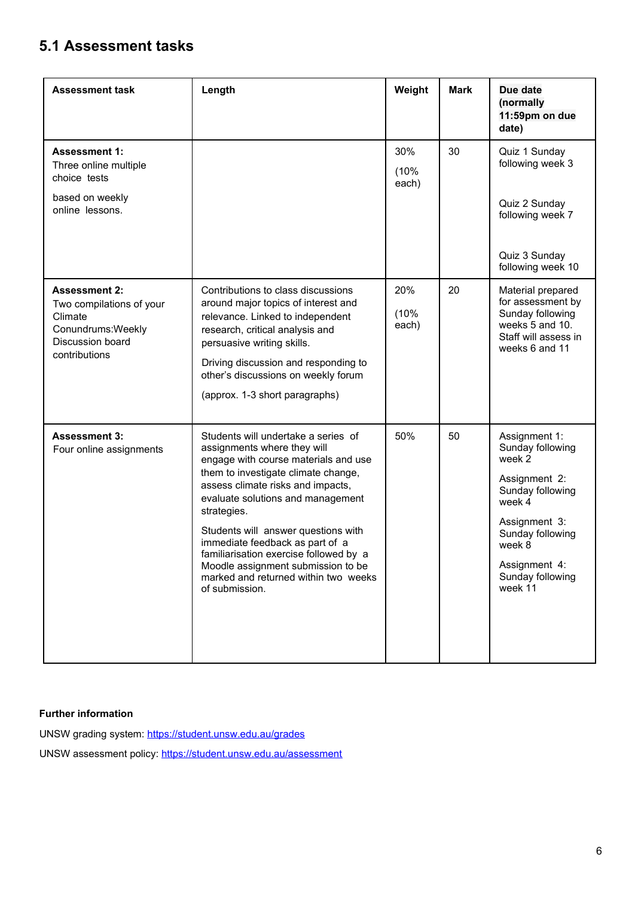## 5.1 Assessment tasks

| Assessment task | Length | Weight | Mark | Due date (normally 11:59pm on due date) |
|---|---|---|---|---|
| **Assessment 1:** Three online multiple choice tests based on weekly online lessons. | | 30% (10% each) | 30 | Quiz 1 Sunday following week 3<br><br>Quiz 2 Sunday following week 7<br><br>Quiz 3 Sunday following week 10 |
| **Assessment 2:** Two compilations of your Climate Conundrums:Weekly Discussion board contributions | Contributions to class discussions around major topics of interest and relevance. Linked to independent research, critical analysis and persuasive writing skills.<br><br>Driving discussion and responding to other's discussions on weekly forum<br><br>(approx. 1-3 short paragraphs) | 20% (10% each) | 20 | Material prepared for assessment by Sunday following weeks 5 and 10. Staff will assess in weeks 6 and 11 |
| **Assessment 3:** Four online assignments | Students will undertake a series of assignments where they will engage with course materials and use them to investigate climate change, assess climate risks and impacts, evaluate solutions and management strategies.<br><br>Students will answer questions with immediate feedback as part of a familiarisation exercise followed by a Moodle assignment submission to be marked and returned within two weeks of submission. | 50% | 50 | Assignment 1: Sunday following week 2<br><br>Assignment 2: Sunday following week 4<br><br>Assignment 3: Sunday following week 8<br><br>Assignment 4: Sunday following week 11 |

**Further information**

UNSW grading system: https://student.unsw.edu.au/grades

UNSW assessment policy: https://student.unsw.edu.au/assessment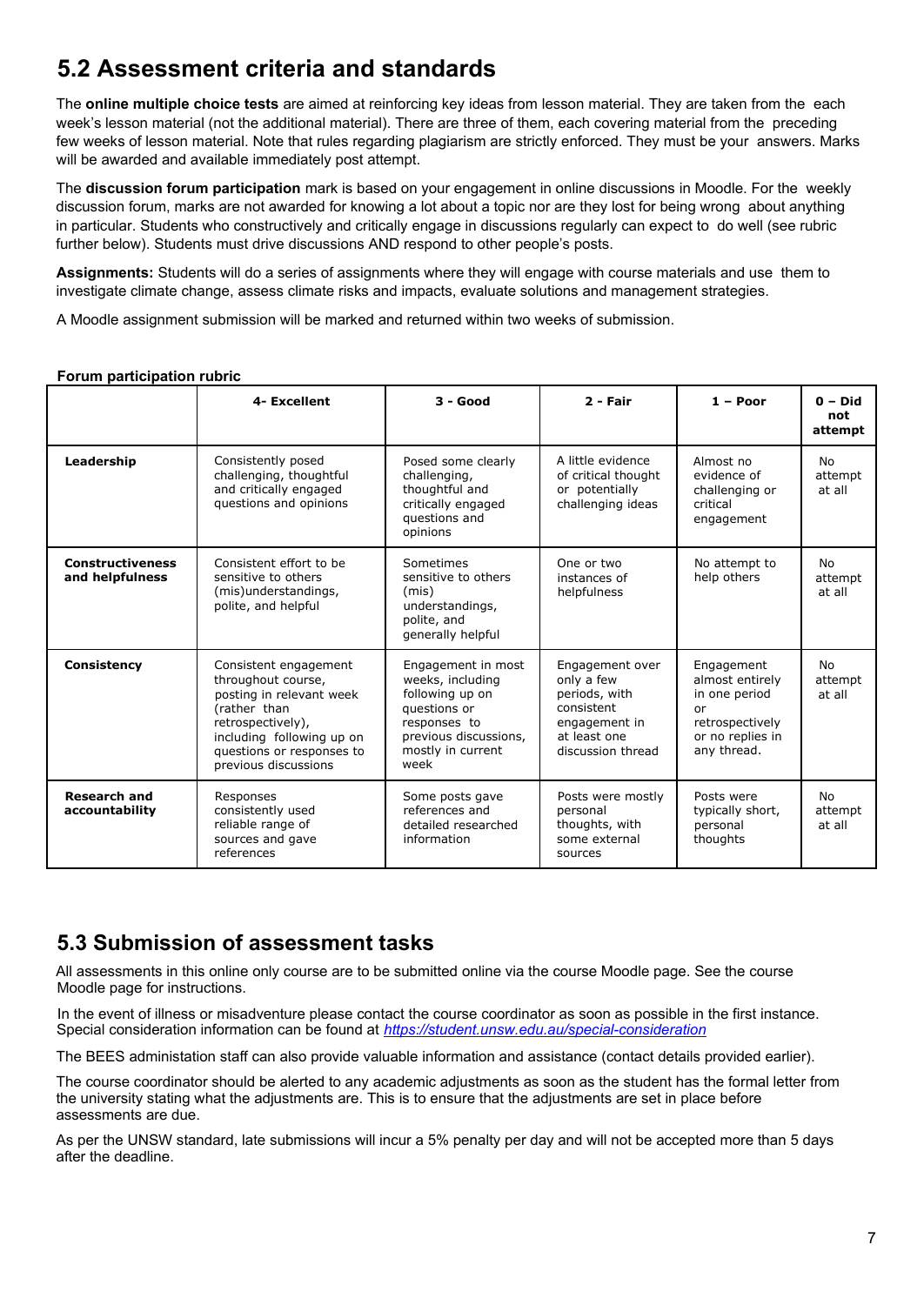## 5.2 Assessment criteria and standards

The **online multiple choice tests** are aimed at reinforcing key ideas from lesson material. They are taken from the each week's lesson material (not the additional material). There are three of them, each covering material from the preceding few weeks of lesson material. Note that rules regarding plagiarism are strictly enforced. They must be your answers. Marks will be awarded and available immediately post attempt.

The **discussion forum participation** mark is based on your engagement in online discussions in Moodle. For the weekly discussion forum, marks are not awarded for knowing a lot about a topic nor are they lost for being wrong about anything in particular. Students who constructively and critically engage in discussions regularly can expect to do well (see rubric further below). Students must drive discussions AND respond to other people's posts.

**Assignments:** Students will do a series of assignments where they will engage with course materials and use them to investigate climate change, assess climate risks and impacts, evaluate solutions and management strategies.

A Moodle assignment submission will be marked and returned within two weeks of submission.

**Forum participation rubric**

| | 4- Excellent | 3 - Good | 2 - Fair | 1 – Poor | 0 – Did not attempt |
|---|---|---|---|---|---|
| **Leadership** | Consistently posed challenging, thoughtful and critically engaged questions and opinions | Posed some clearly challenging, thoughtful and critically engaged questions and opinions | A little evidence of critical thought or potentially challenging ideas | Almost no evidence of challenging or critical engagement | No attempt at all |
| **Constructiveness and helpfulness** | Consistent effort to be sensitive to others (mis)understandings, polite, and helpful | Sometimes sensitive to others (mis) understandings, polite, and generally helpful | One or two instances of helpfulness | No attempt to help others | No attempt at all |
| **Consistency** | Consistent engagement throughout course, posting in relevant week (rather than retrospectively), including following up on questions or responses to previous discussions | Engagement in most weeks, including following up on questions or responses to previous discussions, mostly in current week | Engagement over only a few periods, with consistent engagement in at least one discussion thread | Engagement almost entirely in one period or retrospectively or no replies in any thread. | No attempt at all |
| **Research and accountability** | Responses consistently used reliable range of sources and gave references | Some posts gave references and detailed researched information | Posts were mostly personal thoughts, with some external sources | Posts were typically short, personal thoughts | No attempt at all |

## 5.3 Submission of assessment tasks

All assessments in this online only course are to be submitted online via the course Moodle page. See the course Moodle page for instructions.

In the event of illness or misadventure please contact the course coordinator as soon as possible in the first instance. Special consideration information can be found at [https://student.unsw.edu.au/special-consideration](https://student.unsw.edu.au/special-consideration)

The BEES administation staff can also provide valuable information and assistance (contact details provided earlier).

The course coordinator should be alerted to any academic adjustments as soon as the student has the formal letter from the university stating what the adjustments are. This is to ensure that the adjustments are set in place before assessments are due.

As per the UNSW standard, late submissions will incur a 5% penalty per day and will not be accepted more than 5 days after the deadline.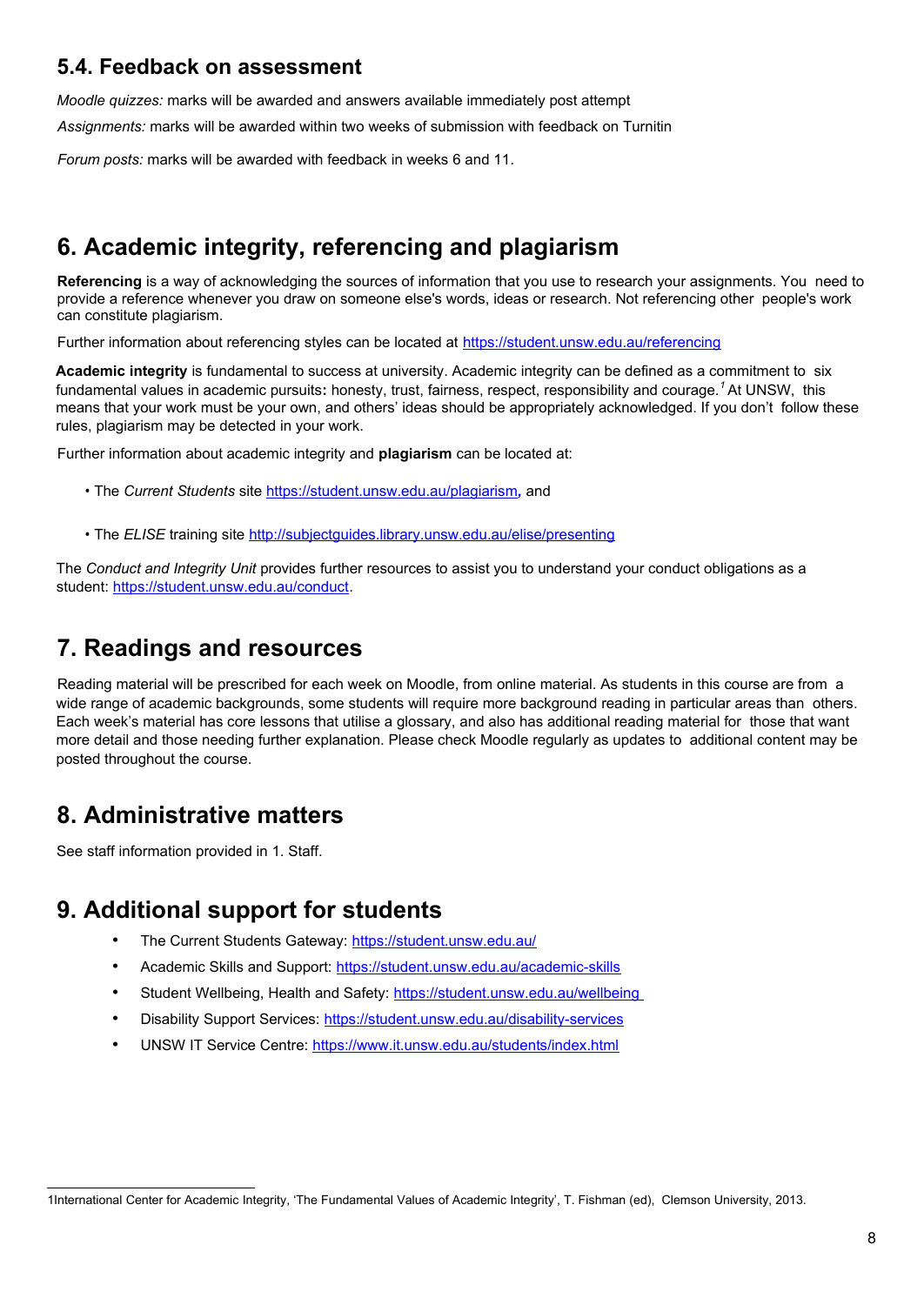## 5.4. Feedback on assessment

*Moodle quizzes:* marks will be awarded and answers available immediately post attempt

*Assignments:* marks will be awarded within two weeks of submission with feedback on Turnitin

*Forum posts:* marks will be awarded with feedback in weeks 6 and 11.

# 6. Academic integrity, referencing and plagiarism

**Referencing** is a way of acknowledging the sources of information that you use to research your assignments. You need to provide a reference whenever you draw on someone else's words, ideas or research. Not referencing other people's work can constitute plagiarism.

Further information about referencing styles can be located at https://student.unsw.edu.au/referencing

**Academic integrity** is fundamental to success at university. Academic integrity can be defined as a commitment to six fundamental values in academic pursuits**:** honesty, trust, fairness, respect, responsibility and courage.[1] At UNSW, this means that your work must be your own, and others' ideas should be appropriately acknowledged. If you don't follow these rules, plagiarism may be detected in your work.

Further information about academic integrity and **plagiarism** can be located at:

- The *Current Students* site https://student.unsw.edu.au/plagiarism*,* and
- The *ELISE* training site http://subjectguides.library.unsw.edu.au/elise/presenting

The *Conduct and Integrity Unit* provides further resources to assist you to understand your conduct obligations as a student: https://student.unsw.edu.au/conduct.

# 7. Readings and resources

Reading material will be prescribed for each week on Moodle, from online material. As students in this course are from a wide range of academic backgrounds, some students will require more background reading in particular areas than others. Each week's material has core lessons that utilise a glossary, and also has additional reading material for those that want more detail and those needing further explanation. Please check Moodle regularly as updates to additional content may be posted throughout the course.

# 8. Administrative matters

See staff information provided in 1. Staff.

# 9. Additional support for students

- The Current Students Gateway: https://student.unsw.edu.au/
- Academic Skills and Support: https://student.unsw.edu.au/academic-skills
- Student Wellbeing, Health and Safety: https://student.unsw.edu.au/wellbeing
- Disability Support Services: https://student.unsw.edu.au/disability-services
- UNSW IT Service Centre: https://www.it.unsw.edu.au/students/index.html

---

1International Center for Academic Integrity, 'The Fundamental Values of Academic Integrity', T. Fishman (ed), Clemson University, 2013.